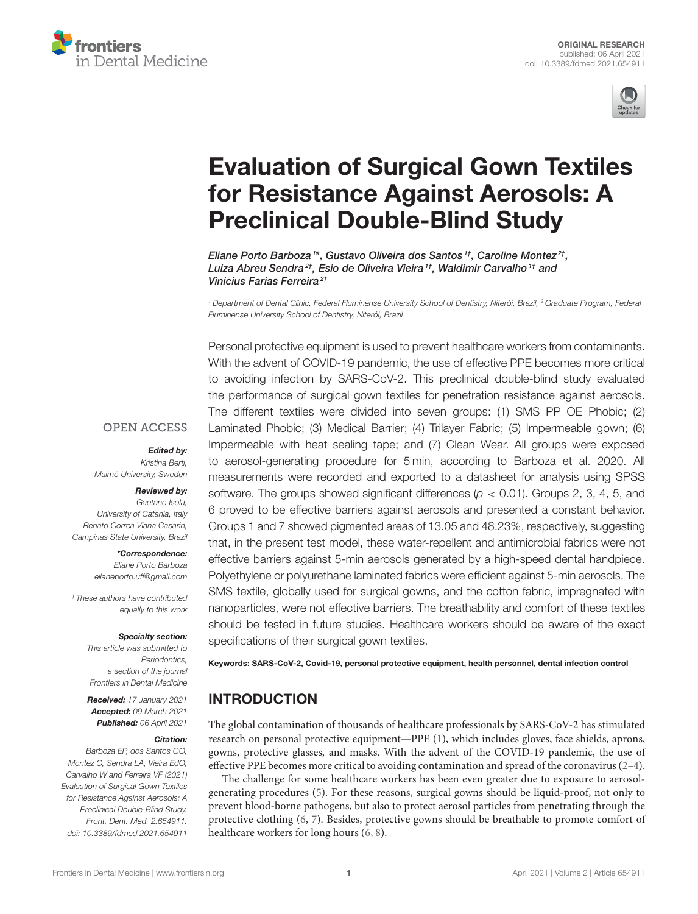ORIGINAL RESEARCH
published: 06 April 2021
doi: 10.3389/fdmed.2021.654911

# Evaluation of Surgical Gown Textiles for Resistance Against Aerosols: A Preclinical Double-Blind Study

*Eliane Porto Barboza[1*†], Gustavo Oliveira dos Santos[1†], Caroline Montez[2†], Luiza Abreu Sendra[2†], Esio de Oliveira Vieira[1†], Waldimir Carvalho[1†] and Vinicius Farias Ferreira[2†]*

[1] Department of Dental Clinic, Federal Fluminense University School of Dentistry, Niterói, Brazil, [2] Graduate Program, Federal Fluminense University School of Dentistry, Niterói, Brazil

Personal protective equipment is used to prevent healthcare workers from contaminants. With the advent of COVID-19 pandemic, the use of effective PPE becomes more critical to avoiding infection by SARS-CoV-2. This preclinical double-blind study evaluated the performance of surgical gown textiles for penetration resistance against aerosols. The different textiles were divided into seven groups: (1) SMS PP OE Phobic; (2) Laminated Phobic; (3) Medical Barrier; (4) Trilayer Fabric; (5) Impermeable gown; (6) Impermeable with heat sealing tape; and (7) Clean Wear. All groups were exposed to aerosol-generating procedure for 5 min, according to Barboza et al. 2020. All measurements were recorded and exported to a datasheet for analysis using SPSS software. The groups showed significant differences ($p < 0.01$). Groups 2, 3, 4, 5, and 6 proved to be effective barriers against aerosols and presented a constant behavior. Groups 1 and 7 showed pigmented areas of 13.05 and 48.23%, respectively, suggesting that, in the present test model, these water-repellent and antimicrobial fabrics were not effective barriers against 5-min aerosols generated by a high-speed dental handpiece. Polyethylene or polyurethane laminated fabrics were efficient against 5-min aerosols. The SMS textile, globally used for surgical gowns, and the cotton fabric, impregnated with nanoparticles, were not effective barriers. The breathability and comfort of these textiles should be tested in future studies. Healthcare workers should be aware of the exact specifications of their surgical gown textiles.

**Keywords: SARS-CoV-2, Covid-19, personal protective equipment, health personnel, dental infection control**

OPEN ACCESS

***Edited by:***
*Kristina Bertl,*
*Malmö University, Sweden*

***Reviewed by:***
*Gaetano Isola,*
*University of Catania, Italy*
*Renato Correa Viana Casarin,*
*Campinas State University, Brazil*

***\*Correspondence:***
*Eliane Porto Barboza*
*elianeporto.uff@gmail.com*

*† These authors have contributed equally to this work*

***Specialty section:***
*This article was submitted to Periodontics, a section of the journal Frontiers in Dental Medicine*

***Received:*** *17 January 2021*
***Accepted:*** *09 March 2021*
***Published:*** *06 April 2021*

***Citation:***
*Barboza EP, dos Santos GO, Montez C, Sendra LA, Vieira EdO, Carvalho W and Ferreira VF (2021) Evaluation of Surgical Gown Textiles for Resistance Against Aerosols: A Preclinical Double-Blind Study. Front. Dent. Med. 2:654911. doi: 10.3389/fdmed.2021.654911*

## INTRODUCTION

The global contamination of thousands of healthcare professionals by SARS-CoV-2 has stimulated research on personal protective equipment—PPE (1), which includes gloves, face shields, aprons, gowns, protective glasses, and masks. With the advent of the COVID-19 pandemic, the use of effective PPE becomes more critical to avoiding contamination and spread of the coronavirus (2–4).

The challenge for some healthcare workers has been even greater due to exposure to aerosol-generating procedures (5). For these reasons, surgical gowns should be liquid-proof, not only to prevent blood-borne pathogens, but also to protect aerosol particles from penetrating through the protective clothing (6, 7). Besides, protective gowns should be breathable to promote comfort of healthcare workers for long hours (6, 8).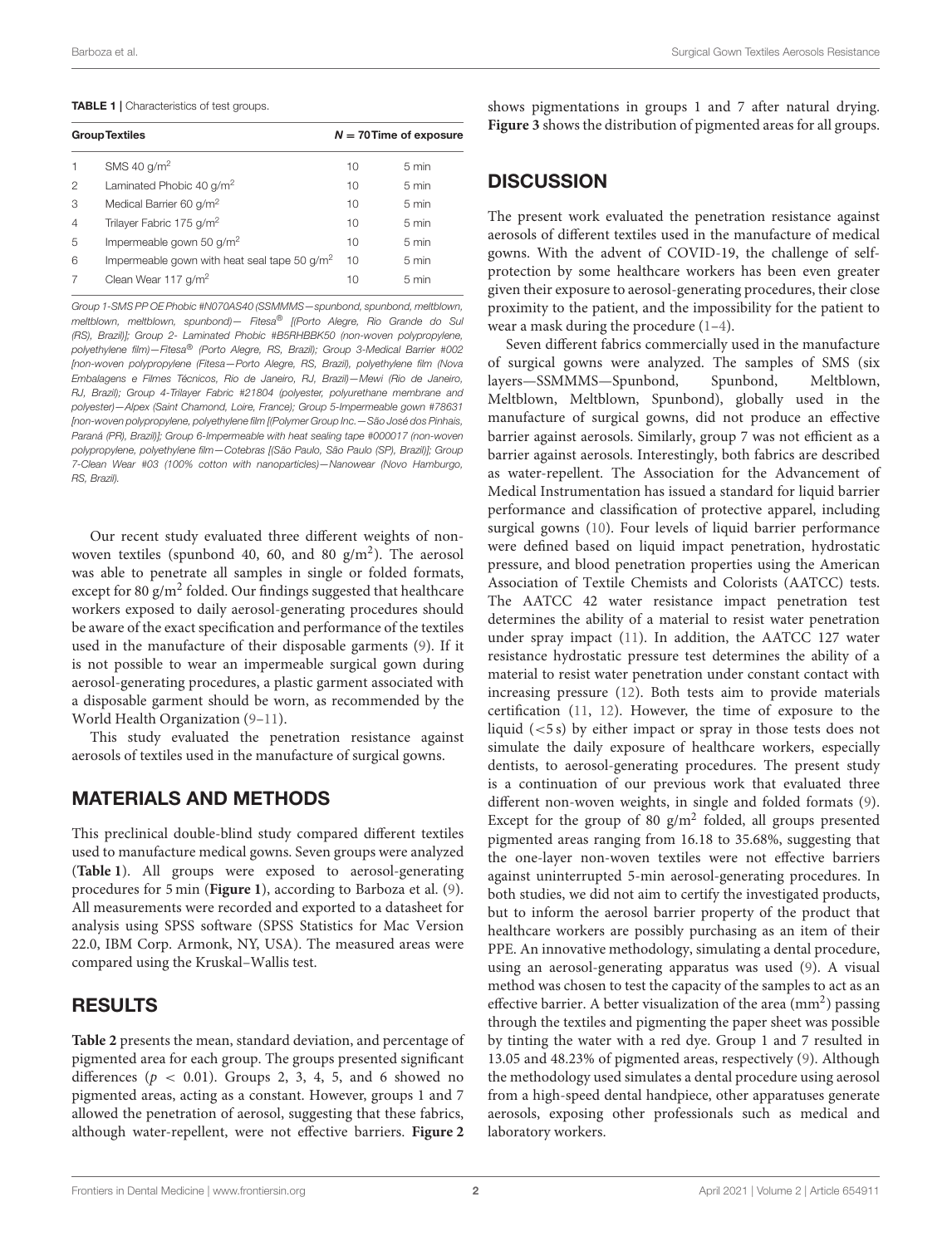**TABLE 1** | Characteristics of test groups.

| Group | Textiles | N = 70 | Time of exposure |
|---|---|---|---|
| 1 | SMS 40 g/m$^2$ | 10 | 5 min |
| 2 | Laminated Phobic 40 g/m$^2$ | 10 | 5 min |
| 3 | Medical Barrier 60 g/m$^2$ | 10 | 5 min |
| 4 | Trilayer Fabric 175 g/m$^2$ | 10 | 5 min |
| 5 | Impermeable gown 50 g/m$^2$ | 10 | 5 min |
| 6 | Impermeable gown with heat seal tape 50 g/m$^2$ | 10 | 5 min |
| 7 | Clean Wear 117 g/m$^2$ | 10 | 5 min |

*Group 1-SMS PP OE Phobic #N070AS40 (SSMMMS—spunbond, spunbond, meltblown, meltblown, meltblown, spunbond)— Fitesa® [(Porto Alegre, Rio Grande do Sul (RS), Brazil)]; Group 2- Laminated Phobic #B5RHBBK50 (non-woven polypropylene, polyethylene film)—Fitesa® (Porto Alegre, RS, Brazil); Group 3-Medical Barrier #002 [non-woven polypropylene (Fitesa—Porto Alegre, RS, Brazil), polyethylene film (Nova Embalagens e Filmes Técnicos, Rio de Janeiro, RJ, Brazil)—Mewi (Rio de Janeiro, RJ, Brazil); Group 4-Trilayer Fabric #21804 (polyester, polyurethane membrane and polyester)—Alpex (Saint Chamond, Loire, France); Group 5-Impermeable gown #78631 [non-woven polypropylene, polyethylene film [(Polymer Group Inc.—São José dos Pinhais, Paraná (PR), Brazil)]; Group 6-Impermeable with heat sealing tape #000017 (non-woven polypropylene, polyethylene film—Cotebras [(São Paulo, São Paulo (SP), Brazil)]; Group 7-Clean Wear #03 (100% cotton with nanoparticles)—Nanowear (Novo Hamburgo, RS, Brazil).*

Our recent study evaluated three different weights of non-woven textiles (spunbond 40, 60, and 80 g/m$^2$). The aerosol was able to penetrate all samples in single or folded formats, except for 80 g/m$^2$ folded. Our findings suggested that healthcare workers exposed to daily aerosol-generating procedures should be aware of the exact specification and performance of the textiles used in the manufacture of their disposable garments (9). If it is not possible to wear an impermeable surgical gown during aerosol-generating procedures, a plastic garment associated with a disposable garment should be worn, as recommended by the World Health Organization (9–11).

This study evaluated the penetration resistance against aerosols of textiles used in the manufacture of surgical gowns.

## MATERIALS AND METHODS

This preclinical double-blind study compared different textiles used to manufacture medical gowns. Seven groups were analyzed (**Table 1**). All groups were exposed to aerosol-generating procedures for 5 min (**Figure 1**), according to Barboza et al. (9). All measurements were recorded and exported to a datasheet for analysis using SPSS software (SPSS Statistics for Mac Version 22.0, IBM Corp. Armonk, NY, USA). The measured areas were compared using the Kruskal–Wallis test.

## RESULTS

**Table 2** presents the mean, standard deviation, and percentage of pigmented area for each group. The groups presented significant differences ($p < 0.01$). Groups 2, 3, 4, 5, and 6 showed no pigmented areas, acting as a constant. However, groups 1 and 7 allowed the penetration of aerosol, suggesting that these fabrics, although water-repellent, were not effective barriers. **Figure 2** shows pigmentations in groups 1 and 7 after natural drying. **Figure 3** shows the distribution of pigmented areas for all groups.

## DISCUSSION

The present work evaluated the penetration resistance against aerosols of different textiles used in the manufacture of medical gowns. With the advent of COVID-19, the challenge of self-protection by some healthcare workers has been even greater given their exposure to aerosol-generating procedures, their close proximity to the patient, and the impossibility for the patient to wear a mask during the procedure (1–4).

Seven different fabrics commercially used in the manufacture of surgical gowns were analyzed. The samples of SMS (six layers—SSMMMS—Spunbond, Spunbond, Meltblown, Meltblown, Meltblown, Spunbond), globally used in the manufacture of surgical gowns, did not produce an effective barrier against aerosols. Similarly, group 7 was not efficient as a barrier against aerosols. Interestingly, both fabrics are described as water-repellent. The Association for the Advancement of Medical Instrumentation has issued a standard for liquid barrier performance and classification of protective apparel, including surgical gowns (10). Four levels of liquid barrier performance were defined based on liquid impact penetration, hydrostatic pressure, and blood penetration properties using the American Association of Textile Chemists and Colorists (AATCC) tests. The AATCC 42 water resistance impact penetration test determines the ability of a material to resist water penetration under spray impact (11). In addition, the AATCC 127 water resistance hydrostatic pressure test determines the ability of a material to resist water penetration under constant contact with increasing pressure (12). Both tests aim to provide materials certification (11, 12). However, the time of exposure to the liquid (<5 s) by either impact or spray in those tests does not simulate the daily exposure of healthcare workers, especially dentists, to aerosol-generating procedures. The present study is a continuation of our previous work that evaluated three different non-woven weights, in single and folded formats (9). Except for the group of 80 g/m$^2$ folded, all groups presented pigmented areas ranging from 16.18 to 35.68%, suggesting that the one-layer non-woven textiles were not effective barriers against uninterrupted 5-min aerosol-generating procedures. In both studies, we did not aim to certify the investigated products, but to inform the aerosol barrier property of the product that healthcare workers are possibly purchasing as an item of their PPE. An innovative methodology, simulating a dental procedure, using an aerosol-generating apparatus was used (9). A visual method was chosen to test the capacity of the samples to act as an effective barrier. A better visualization of the area (mm$^2$) passing through the textiles and pigmenting the paper sheet was possible by tinting the water with a red dye. Group 1 and 7 resulted in 13.05 and 48.23% of pigmented areas, respectively (9). Although the methodology used simulates a dental procedure using aerosol from a high-speed dental handpiece, other apparatuses generate aerosols, exposing other professionals such as medical and laboratory workers.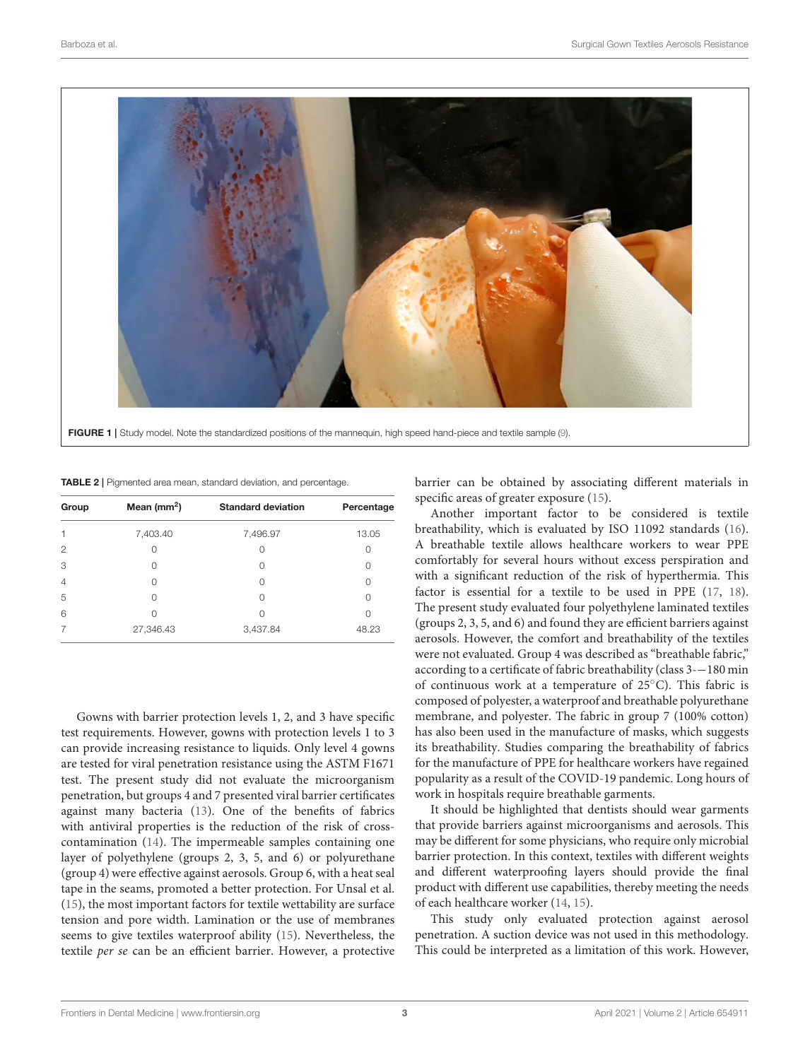FIGURE 1 | Study model. Note the standardized positions of the mannequin, high speed hand-piece and textile sample (9).

TABLE 2 | Pigmented area mean, standard deviation, and percentage.

| Group | Mean ($mm^2$) | Standard deviation | Percentage |
|---|---|---|---|
| 1 | 7,403.40 | 7,496.97 | 13.05 |
| 2 | 0 | 0 | 0 |
| 3 | 0 | 0 | 0 |
| 4 | 0 | 0 | 0 |
| 5 | 0 | 0 | 0 |
| 6 | 0 | 0 | 0 |
| 7 | 27,346.43 | 3,437.84 | 48.23 |

Gowns with barrier protection levels 1, 2, and 3 have specific test requirements. However, gowns with protection levels 1 to 3 can provide increasing resistance to liquids. Only level 4 gowns are tested for viral penetration resistance using the ASTM F1671 test. The present study did not evaluate the microorganism penetration, but groups 4 and 7 presented viral barrier certificates against many bacteria (13). One of the benefits of fabrics with antiviral properties is the reduction of the risk of cross-contamination (14). The impermeable samples containing one layer of polyethylene (groups 2, 3, 5, and 6) or polyurethane (group 4) were effective against aerosols. Group 6, with a heat seal tape in the seams, promoted a better protection. For Unsal et al. (15), the most important factors for textile wettability are surface tension and pore width. Lamination or the use of membranes seems to give textiles waterproof ability (15). Nevertheless, the textile *per se* can be an efficient barrier. However, a protective barrier can be obtained by associating different materials in specific areas of greater exposure (15).

Another important factor to be considered is textile breathability, which is evaluated by ISO 11092 standards (16). A breathable textile allows healthcare workers to wear PPE comfortably for several hours without excess perspiration and with a significant reduction of the risk of hyperthermia. This factor is essential for a textile to be used in PPE (17, 18). The present study evaluated four polyethylene laminated textiles (groups 2, 3, 5, and 6) and found they are efficient barriers against aerosols. However, the comfort and breathability of the textiles were not evaluated. Group 4 was described as "breathable fabric," according to a certificate of fabric breathability (class 3-—180 min of continuous work at a temperature of 25°C). This fabric is composed of polyester, a waterproof and breathable polyurethane membrane, and polyester. The fabric in group 7 (100% cotton) has also been used in the manufacture of masks, which suggests its breathability. Studies comparing the breathability of fabrics for the manufacture of PPE for healthcare workers have regained popularity as a result of the COVID-19 pandemic. Long hours of work in hospitals require breathable garments.

It should be highlighted that dentists should wear garments that provide barriers against microorganisms and aerosols. This may be different for some physicians, who require only microbial barrier protection. In this context, textiles with different weights and different waterproofing layers should provide the final product with different use capabilities, thereby meeting the needs of each healthcare worker (14, 15).

This study only evaluated protection against aerosol penetration. A suction device was not used in this methodology. This could be interpreted as a limitation of this work. However,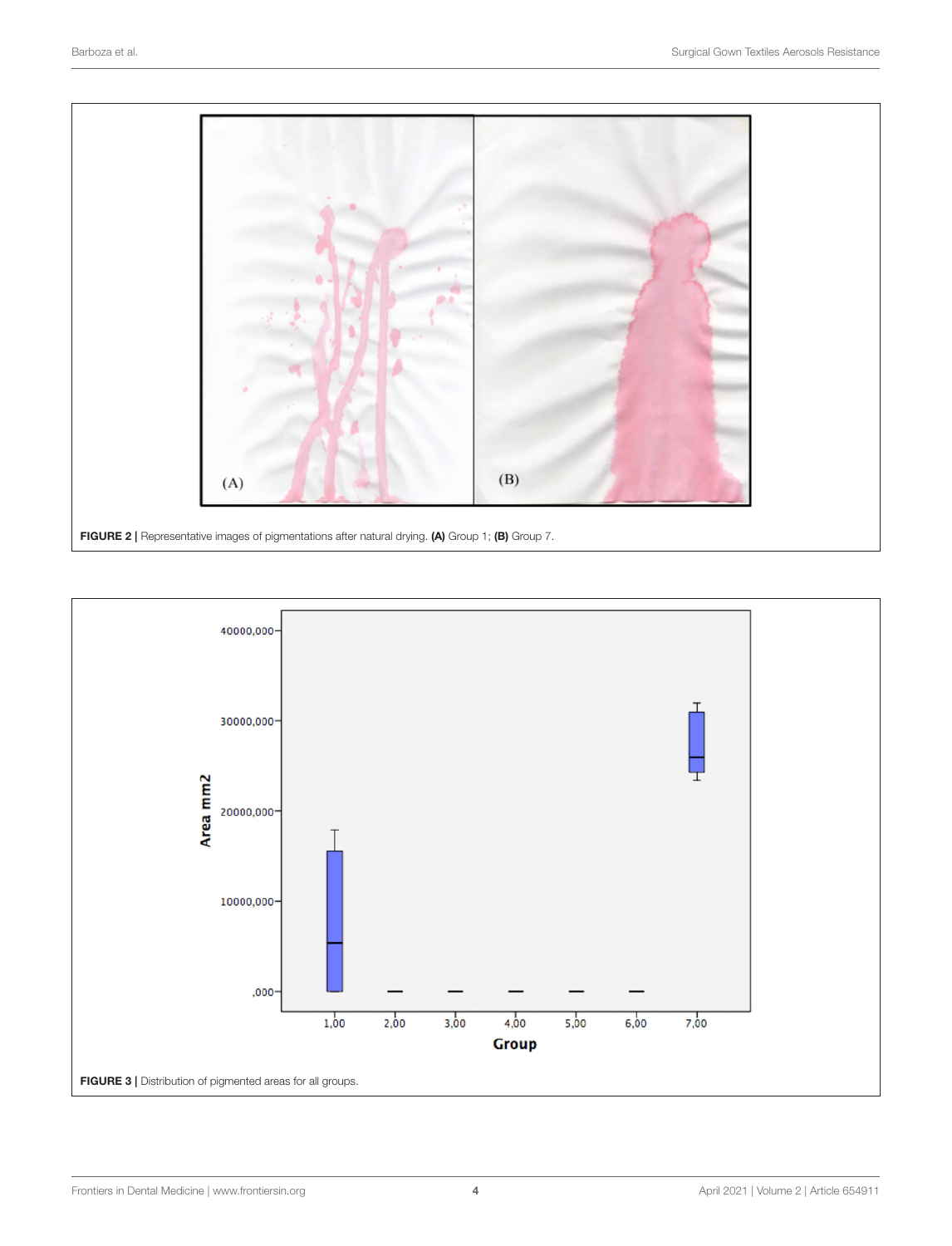**FIGURE 2** | Representative images of pigmentations after natural drying. **(A)** Group 1; **(B)** Group 7.

**FIGURE 3** | Distribution of pigmented areas for all groups.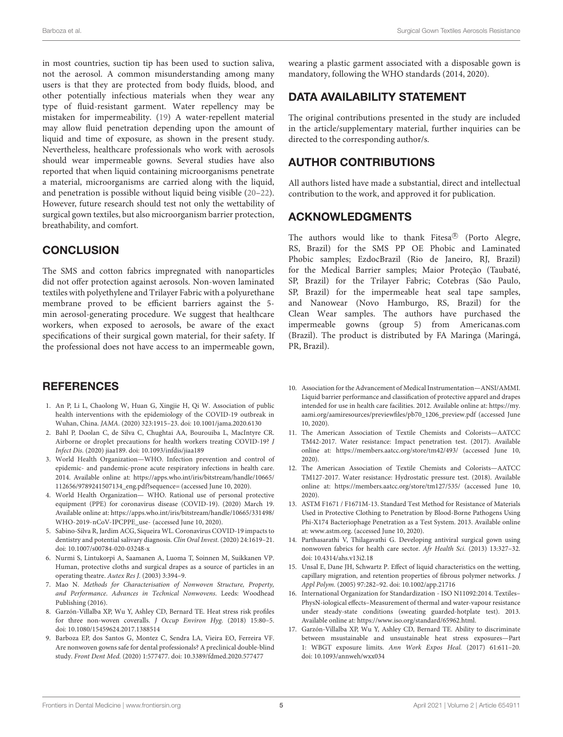in most countries, suction tip has been used to suction saliva, not the aerosol. A common misunderstanding among many users is that they are protected from body fluids, blood, and other potentially infectious materials when they wear any type of fluid-resistant garment. Water repellency may be mistaken for impermeability. (19) A water-repellent material may allow fluid penetration depending upon the amount of liquid and time of exposure, as shown in the present study. Nevertheless, healthcare professionals who work with aerosols should wear impermeable gowns. Several studies have also reported that when liquid containing microorganisms penetrate a material, microorganisms are carried along with the liquid, and penetration is possible without liquid being visible (20–22). However, future research should test not only the wettability of surgical gown textiles, but also microorganism barrier protection, breathability, and comfort.

## CONCLUSION

The SMS and cotton fabrics impregnated with nanoparticles did not offer protection against aerosols. Non-woven laminated textiles with polyethylene and Trilayer Fabric with a polyurethane membrane proved to be efficient barriers against the 5-min aerosol-generating procedure. We suggest that healthcare workers, when exposed to aerosols, be aware of the exact specifications of their surgical gown material, for their safety. If the professional does not have access to an impermeable gown, wearing a plastic garment associated with a disposable gown is mandatory, following the WHO standards (2014, 2020).

## DATA AVAILABILITY STATEMENT

The original contributions presented in the study are included in the article/supplementary material, further inquiries can be directed to the corresponding author/s.

## AUTHOR CONTRIBUTIONS

All authors listed have made a substantial, direct and intellectual contribution to the work, and approved it for publication.

## ACKNOWLEDGMENTS

The authors would like to thank Fitesa® (Porto Alegre, RS, Brazil) for the SMS PP OE Phobic and Laminated Phobic samples; EzdocBrazil (Rio de Janeiro, RJ, Brazil) for the Medical Barrier samples; Maior Proteção (Taubaté, SP, Brazil) for the Trilayer Fabric; Cotebras (São Paulo, SP, Brazil) for the impermeable heat seal tape samples, and Nanowear (Novo Hamburgo, RS, Brazil) for the Clean Wear samples. The authors have purchased the impermeable gowns (group 5) from Americanas.com (Brazil). The product is distributed by FA Maringa (Maringá, PR, Brazil).

## REFERENCES

1. An P, Li L, Chaolong W, Huan G, Xingjie H, Qi W. Association of public health interventions with the epidemiology of the COVID-19 outbreak in Wuhan, China. *JAMA*. (2020) 323:1915–23. doi: 10.1001/jama.2020.6130
2. Bahl P, Doolan C, de Silva C, Chughtai AA, Bourouiba L, MacIntyre CR. Airborne or droplet precautions for health workers treating COVID-19? *J Infect Dis*. (2020) jiaa189. doi: 10.1093/infdis/jiaa189
3. World Health Organization—WHO. Infection prevention and control of epidemic- and pandemic-prone acute respiratory infections in health care. 2014. Available online at: https://apps.who.int/iris/bitstream/handle/10665/112656/9789241507134_eng.pdf?sequence= (accessed June 10, 2020).
4. World Health Organization— WHO. Rational use of personal protective equipment (PPE) for coronavirus disease (COVID-19). (2020) March 19. Available online at: https://apps.who.int/iris/bitstream/handle/10665/331498/WHO-2019-nCoV-IPCPPE_use- (accessed June 10, 2020).
5. Sabino-Silva R, Jardim ACG, Siqueira WL. Coronavirus COVID-19 impacts to dentistry and potential salivary diagnosis. *Clin Oral Invest*. (2020) 24:1619–21. doi: 10.1007/s00784-020-03248-x
6. Nurmi S, Lintukorpi A, Saamanen A, Luoma T, Soinnen M, Suikkanen VP. Human, protective cloths and surgical drapes as a source of particles in an operating theatre. *Autex Res J*. (2003) 3:394–9.
7. Mao N. *Methods for Characterisation of Nonwoven Structure, Property, and Performance. Advances in Technical Nonwovens*. Leeds: Woodhead Publishing (2016).
8. Garzón-Villalba XP, Wu Y, Ashley CD, Bernard TE. Heat stress risk profiles for three non-woven coveralls. *J Occup Environ Hyg*. (2018) 15:80–5. doi: 10.1080/15459624.2017.1388514
9. Barboza EP, dos Santos G, Montec C, Sendra LA, Vieira EO, Ferreira VF. Are nonwoven gowns safe for dental professionals? A preclinical double-blind study. *Front Dent Med*. (2020) 1:577477. doi: 10.3389/fdmed.2020.577477
10. Association for the Advancement of Medical Instrumentation—ANSI/AMMI. Liquid barrier performance and classification of protective apparel and drapes intended for use in health care facilities. 2012. Available online at: https://my.aami.org/aamiresources/previewfiles/pb70_1206_preview.pdf (accessed June 10, 2020).
11. The American Association of Textile Chemists and Colorists—AATCC TM42-2017. Water resistance: Impact penetration test. (2017). Available online at: https://members.aatcc.org/store/tm42/493/ (accessed June 10, 2020).
12. The American Association of Textile Chemists and Colorists—AATCC TM127-2017. Water resistance: Hydrostatic pressure test. (2018). Available online at: https://members.aatcc.org/store/tm127/535/ (accessed June 10, 2020).
13. ASTM F1671 / F1671M-13. Standard Test Method for Resistance of Materials Used in Protective Clothing to Penetration by Blood-Borne Pathogens Using Phi-X174 Bacteriophage Penetration as a Test System. 2013. Available online at: www.astm.org. (accessed June 10, 2020).
14. Parthasarathi V, Thilagavathi G. Developing antiviral surgical gown using nonwoven fabrics for health care sector. *Afr Health Sci*. (2013) 13:327–32. doi: 10.4314/ahs.v13i2.18
15. Unsal E, Dane JH, Schwartz P. Effect of liquid characteristics on the wetting, capillary migration, and retention properties of fibrous polymer networks. *J Appl Polym*. (2005) 97:282–92. doi: 10.1002/app.21716
16. International Organization for Standardization - ISO N11092:2014. Textiles–PhysN-iological effects–Measurement of thermal and water-vapour resistance under steady-state conditions (sweating guarded-hotplate test). 2013. Available online at: https://www.iso.org/standard/65962.html.
17. Garzón-Villalba XP, Wu Y, Ashley CD, Bernard TE. Ability to discriminate between msustainable and unsustainable heat stress exposures—Part 1: WBGT exposure limits. *Ann Work Expos Heal*. (2017) 61:611–20. doi: 10.1093/annweh/wxx034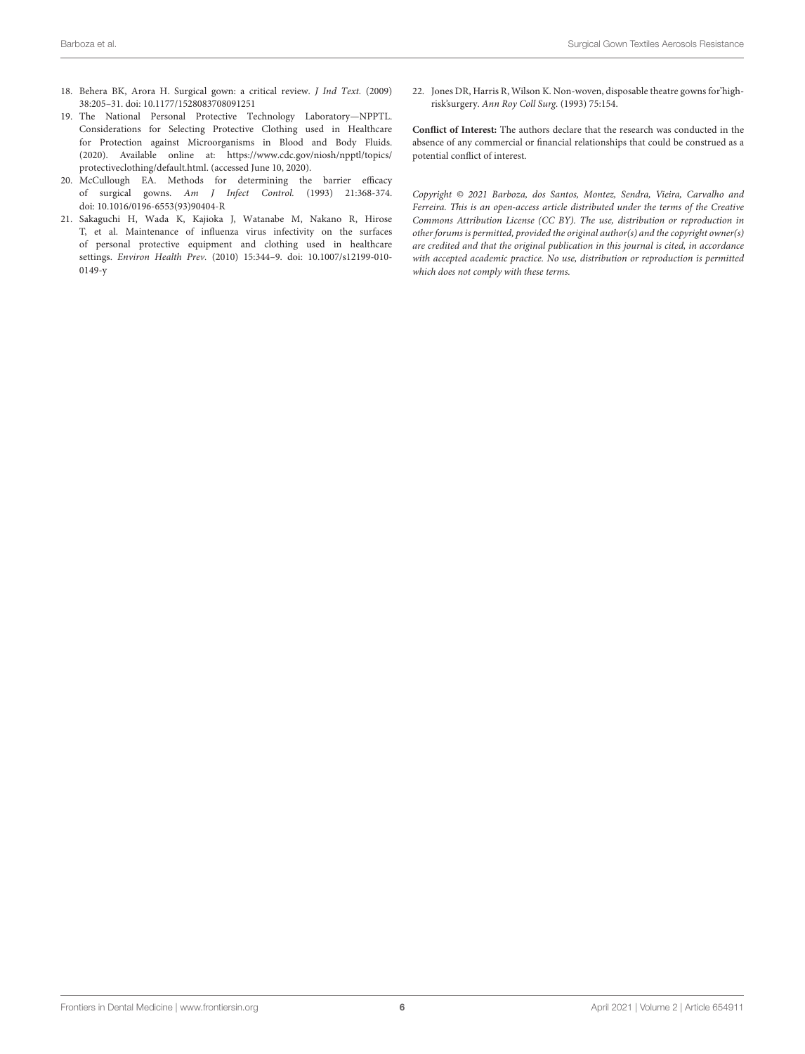18. Behera BK, Arora H. Surgical gown: a critical review. *J Ind Text.* (2009) 38:205–31. doi: 10.1177/1528083708091251
19. The National Personal Protective Technology Laboratory—NPPTL. Considerations for Selecting Protective Clothing used in Healthcare for Protection against Microorganisms in Blood and Body Fluids. (2020). Available online at: https://www.cdc.gov/niosh/npptl/topics/protectiveclothing/default.html. (accessed June 10, 2020).
20. McCullough EA. Methods for determining the barrier efficacy of surgical gowns. *Am J Infect Control.* (1993) 21:368-374. doi: 10.1016/0196-6553(93)90404-R
21. Sakaguchi H, Wada K, Kajioka J, Watanabe M, Nakano R, Hirose T, et al. Maintenance of influenza virus infectivity on the surfaces of personal protective equipment and clothing used in healthcare settings. *Environ Health Prev.* (2010) 15:344–9. doi: 10.1007/s12199-010-0149-y
22. Jones DR, Harris R, Wilson K. Non-woven, disposable theatre gowns for'high-risk'surgery. *Ann Roy Coll Surg.* (1993) 75:154.

**Conflict of Interest:** The authors declare that the research was conducted in the absence of any commercial or financial relationships that could be construed as a potential conflict of interest.

*Copyright © 2021 Barboza, dos Santos, Montez, Sendra, Vieira, Carvalho and Ferreira. This is an open-access article distributed under the terms of the Creative Commons Attribution License (CC BY). The use, distribution or reproduction in other forums is permitted, provided the original author(s) and the copyright owner(s) are credited and that the original publication in this journal is cited, in accordance with accepted academic practice. No use, distribution or reproduction is permitted which does not comply with these terms.*